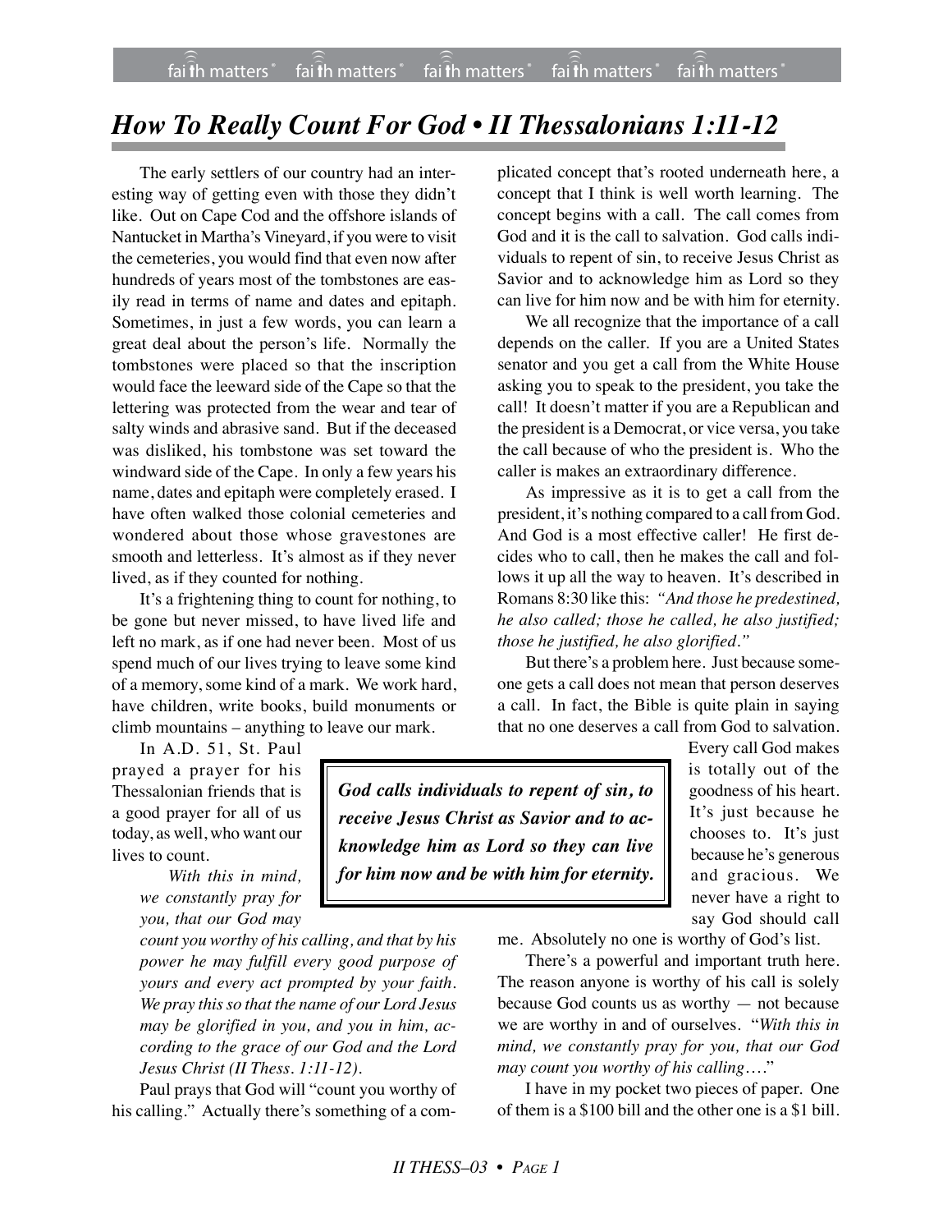# *How To Really Count For God • II Thessalonians 1:11-12*

The early settlers of our country had an interesting way of getting even with those they didn't like. Out on Cape Cod and the offshore islands of Nantucket in Martha's Vineyard, if you were to visit the cemeteries, you would find that even now after hundreds of years most of the tombstones are easily read in terms of name and dates and epitaph. Sometimes, in just a few words, you can learn a great deal about the person's life. Normally the tombstones were placed so that the inscription would face the leeward side of the Cape so that the lettering was protected from the wear and tear of salty winds and abrasive sand. But if the deceased was disliked, his tombstone was set toward the windward side of the Cape. In only a few years his name, dates and epitaph were completely erased. I have often walked those colonial cemeteries and wondered about those whose gravestones are smooth and letterless. It's almost as if they never lived, as if they counted for nothing.

It's a frightening thing to count for nothing, to be gone but never missed, to have lived life and left no mark, as if one had never been. Most of us spend much of our lives trying to leave some kind of a memory, some kind of a mark. We work hard, have children, write books, build monuments or climb mountains – anything to leave our mark.

In A.D. 51, St. Paul prayed a prayer for his Thessalonian friends that is a good prayer for all of us today, as well, who want our lives to count.

> *With this in mind, we constantly pray for you, that our God may count you worthy of his calling, and that by his power he may fulfill every good purpose of yours and every act prompted by your faith. We pray this so that the name of our Lord Jesus may be glorified in you, and you in him, according to the grace of our God and the Lord Jesus Christ (II Thess. 1:11-12).*

Paul prays that God will "count you worthy of his calling." Actually there's something of a complicated concept that's rooted underneath here, a concept that I think is well worth learning. The concept begins with a call. The call comes from God and it is the call to salvation. God calls individuals to repent of sin, to receive Jesus Christ as Savior and to acknowledge him as Lord so they can live for him now and be with him for eternity.

We all recognize that the importance of a call depends on the caller. If you are a United States senator and you get a call from the White House asking you to speak to the president, you take the call! It doesn't matter if you are a Republican and the president is a Democrat, or vice versa, you take the call because of who the president is. Who the caller is makes an extraordinary difference.

As impressive as it is to get a call from the president, it's nothing compared to a call from God. And God is a most effective caller! He first decides who to call, then he makes the call and follows it up all the way to heaven. It's described in Romans 8:30 like this: *"And those he predestined, he also called; those he called, he also justified; those he justified, he also glorified."*

But there's a problem here. Just because someone gets a call does not mean that person deserves a call. In fact, the Bible is quite plain in saying that no one deserves a call from God to salvation.

> ***God calls individuals to repent of sin, to receive Jesus Christ as Savior and to acknowledge him as Lord so they can live for him now and be with him for eternity.***

Every call God makes is totally out of the goodness of his heart. It's just because he chooses to. It's just because he's generous and gracious. We never have a right to say God should call me. Absolutely no one is worthy of God's list.

There's a powerful and important truth here. The reason anyone is worthy of his call is solely because God counts us as worthy — not because we are worthy in and of ourselves. "*With this in mind, we constantly pray for you, that our God may count you worthy of his calling*…."

I have in my pocket two pieces of paper. One of them is a $100 bill and the other one is a $1 bill.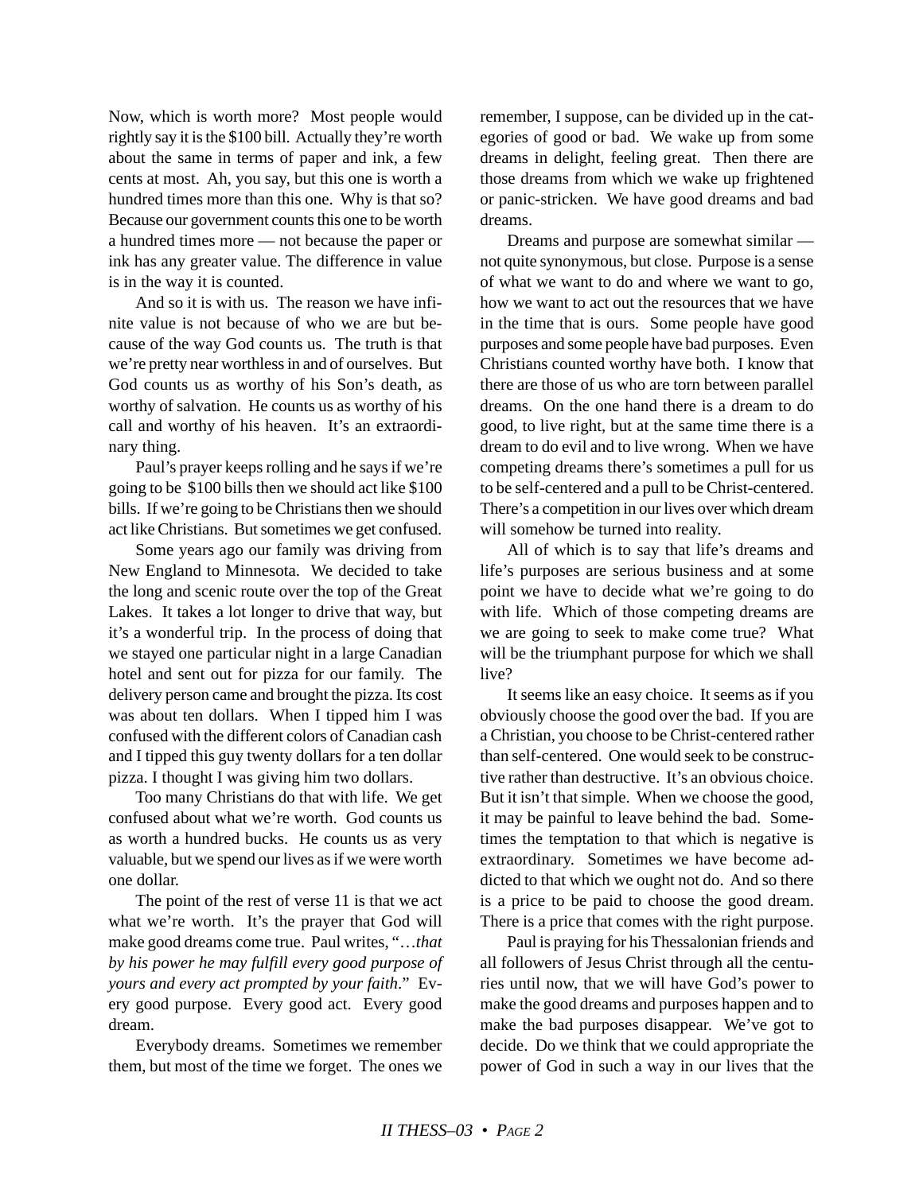Now, which is worth more? Most people would rightly say it is the $100 bill. Actually they're worth about the same in terms of paper and ink, a few cents at most. Ah, you say, but this one is worth a hundred times more than this one. Why is that so? Because our government counts this one to be worth a hundred times more — not because the paper or ink has any greater value. The difference in value is in the way it is counted.

And so it is with us. The reason we have infinite value is not because of who we are but because of the way God counts us. The truth is that we're pretty near worthless in and of ourselves. But God counts us as worthy of his Son's death, as worthy of salvation. He counts us as worthy of his call and worthy of his heaven. It's an extraordinary thing.

Paul's prayer keeps rolling and he says if we're going to be $100 bills then we should act like $100 bills. If we're going to be Christians then we should act like Christians. But sometimes we get confused.

Some years ago our family was driving from New England to Minnesota. We decided to take the long and scenic route over the top of the Great Lakes. It takes a lot longer to drive that way, but it's a wonderful trip. In the process of doing that we stayed one particular night in a large Canadian hotel and sent out for pizza for our family. The delivery person came and brought the pizza. Its cost was about ten dollars. When I tipped him I was confused with the different colors of Canadian cash and I tipped this guy twenty dollars for a ten dollar pizza. I thought I was giving him two dollars.

Too many Christians do that with life. We get confused about what we're worth. God counts us as worth a hundred bucks. He counts us as very valuable, but we spend our lives as if we were worth one dollar.

The point of the rest of verse 11 is that we act what we're worth. It's the prayer that God will make good dreams come true. Paul writes, "…*that by his power he may fulfill every good purpose of yours and every act prompted by your faith*." Every good purpose. Every good act. Every good dream.

Everybody dreams. Sometimes we remember them, but most of the time we forget. The ones we remember, I suppose, can be divided up in the categories of good or bad. We wake up from some dreams in delight, feeling great. Then there are those dreams from which we wake up frightened or panic-stricken. We have good dreams and bad dreams.

Dreams and purpose are somewhat similar — not quite synonymous, but close. Purpose is a sense of what we want to do and where we want to go, how we want to act out the resources that we have in the time that is ours. Some people have good purposes and some people have bad purposes. Even Christians counted worthy have both. I know that there are those of us who are torn between parallel dreams. On the one hand there is a dream to do good, to live right, but at the same time there is a dream to do evil and to live wrong. When we have competing dreams there's sometimes a pull for us to be self-centered and a pull to be Christ-centered. There's a competition in our lives over which dream will somehow be turned into reality.

All of which is to say that life's dreams and life's purposes are serious business and at some point we have to decide what we're going to do with life. Which of those competing dreams are we are going to seek to make come true? What will be the triumphant purpose for which we shall live?

It seems like an easy choice. It seems as if you obviously choose the good over the bad. If you are a Christian, you choose to be Christ-centered rather than self-centered. One would seek to be constructive rather than destructive. It's an obvious choice. But it isn't that simple. When we choose the good, it may be painful to leave behind the bad. Sometimes the temptation to that which is negative is extraordinary. Sometimes we have become addicted to that which we ought not do. And so there is a price to be paid to choose the good dream. There is a price that comes with the right purpose.

Paul is praying for his Thessalonian friends and all followers of Jesus Christ through all the centuries until now, that we will have God's power to make the good dreams and purposes happen and to make the bad purposes disappear. We've got to decide. Do we think that we could appropriate the power of God in such a way in our lives that the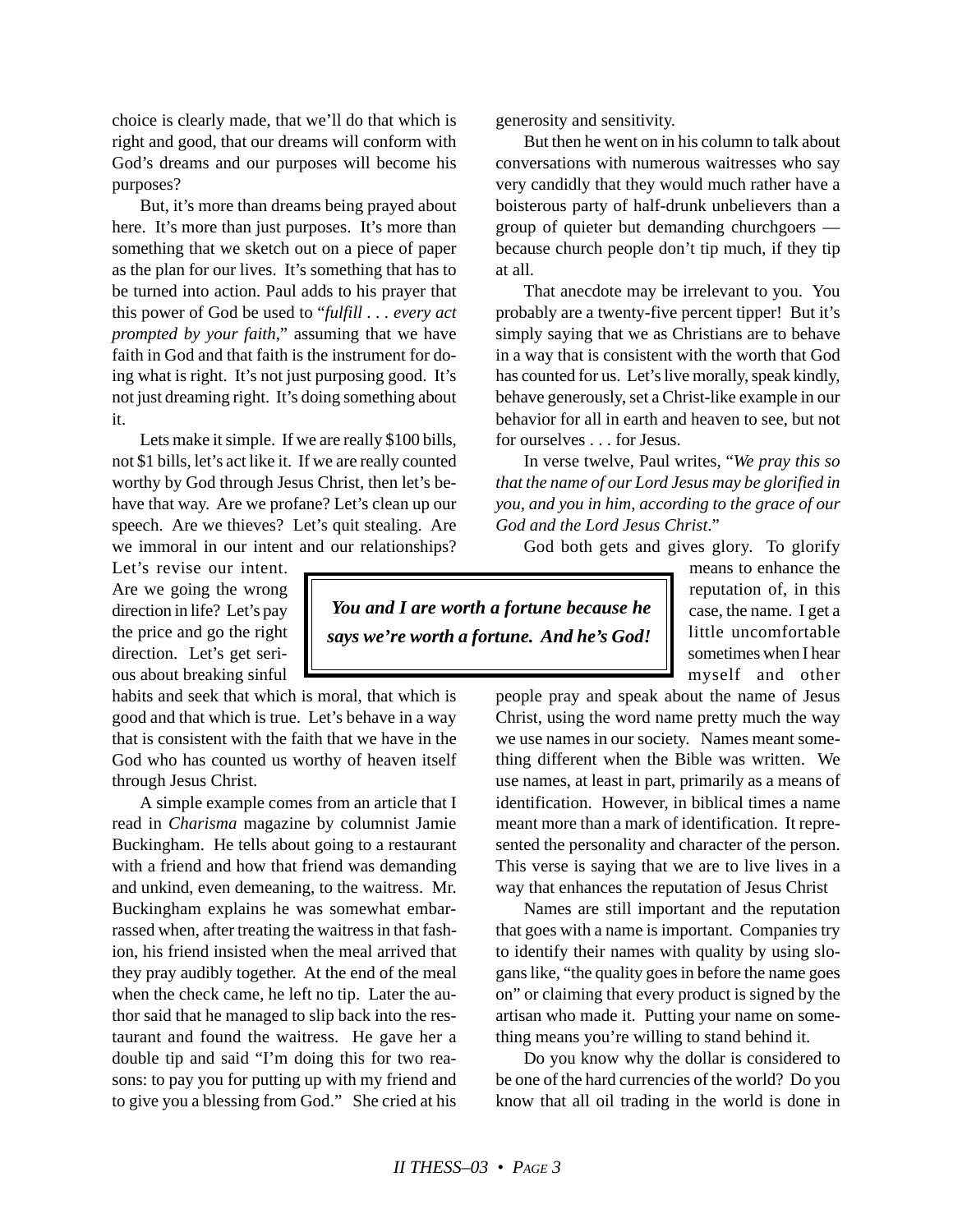choice is clearly made, that we'll do that which is right and good, that our dreams will conform with God's dreams and our purposes will become his purposes?

But, it's more than dreams being prayed about here. It's more than just purposes. It's more than something that we sketch out on a piece of paper as the plan for our lives. It's something that has to be turned into action. Paul adds to his prayer that this power of God be used to "*fulfill . . . every act prompted by your faith*," assuming that we have faith in God and that faith is the instrument for doing what is right. It's not just purposing good. It's not just dreaming right. It's doing something about it.

Lets make it simple. If we are really $100 bills, not $1 bills, let's act like it. If we are really counted worthy by God through Jesus Christ, then let's behave that way. Are we profane? Let's clean up our speech. Are we thieves? Let's quit stealing. Are we immoral in our intent and our relationships? Let's revise our intent. Are we going the wrong direction in life? Let's pay the price and go the right direction. Let's get serious about breaking sinful habits and seek that which is moral, that which is good and that which is true. Let's behave in a way that is consistent with the faith that we have in the God who has counted us worthy of heaven itself through Jesus Christ.

> ***You and I are worth a fortune because he says we're worth a fortune. And he's God!***

A simple example comes from an article that I read in *Charisma* magazine by columnist Jamie Buckingham. He tells about going to a restaurant with a friend and how that friend was demanding and unkind, even demeaning, to the waitress. Mr. Buckingham explains he was somewhat embarrassed when, after treating the waitress in that fashion, his friend insisted when the meal arrived that they pray audibly together. At the end of the meal when the check came, he left no tip. Later the author said that he managed to slip back into the restaurant and found the waitress. He gave her a double tip and said "I'm doing this for two reasons: to pay you for putting up with my friend and to give you a blessing from God." She cried at his generosity and sensitivity.

But then he went on in his column to talk about conversations with numerous waitresses who say very candidly that they would much rather have a boisterous party of half-drunk unbelievers than a group of quieter but demanding churchgoers — because church people don't tip much, if they tip at all.

That anecdote may be irrelevant to you. You probably are a twenty-five percent tipper! But it's simply saying that we as Christians are to behave in a way that is consistent with the worth that God has counted for us. Let's live morally, speak kindly, behave generously, set a Christ-like example in our behavior for all in earth and heaven to see, but not for ourselves . . . for Jesus.

In verse twelve, Paul writes, "*We pray this so that the name of our Lord Jesus may be glorified in you, and you in him, according to the grace of our God and the Lord Jesus Christ*."

God both gets and gives glory. To glorify means to enhance the reputation of, in this case, the name. I get a little uncomfortable sometimes when I hear myself and other people pray and speak about the name of Jesus Christ, using the word name pretty much the way we use names in our society. Names meant something different when the Bible was written. We use names, at least in part, primarily as a means of identification. However, in biblical times a name meant more than a mark of identification. It represented the personality and character of the person. This verse is saying that we are to live lives in a way that enhances the reputation of Jesus Christ

Names are still important and the reputation that goes with a name is important. Companies try to identify their names with quality by using slogans like, "the quality goes in before the name goes on" or claiming that every product is signed by the artisan who made it. Putting your name on something means you're willing to stand behind it.

Do you know why the dollar is considered to be one of the hard currencies of the world? Do you know that all oil trading in the world is done in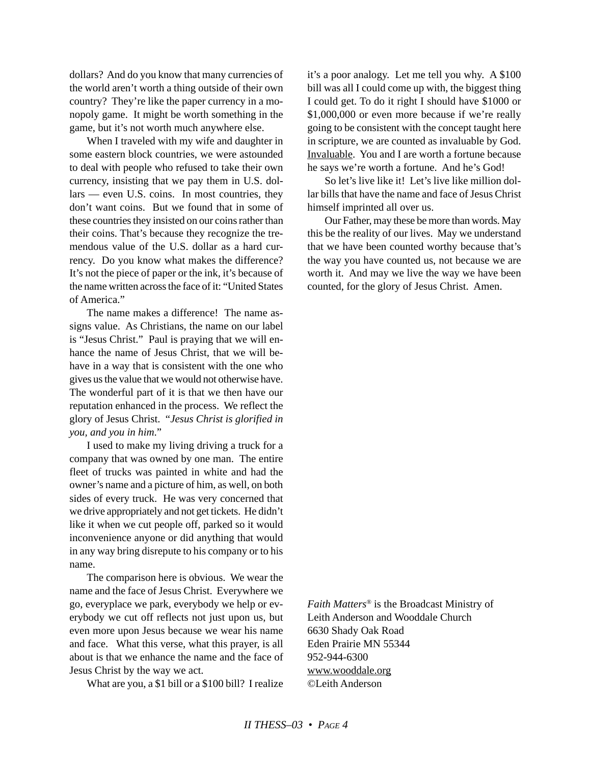dollars? And do you know that many currencies of the world aren't worth a thing outside of their own country? They're like the paper currency in a monopoly game. It might be worth something in the game, but it's not worth much anywhere else.

When I traveled with my wife and daughter in some eastern block countries, we were astounded to deal with people who refused to take their own currency, insisting that we pay them in U.S. dollars — even U.S. coins. In most countries, they don't want coins. But we found that in some of these countries they insisted on our coins rather than their coins. That's because they recognize the tremendous value of the U.S. dollar as a hard currency. Do you know what makes the difference? It's not the piece of paper or the ink, it's because of the name written across the face of it: "United States of America."

The name makes a difference! The name assigns value. As Christians, the name on our label is "Jesus Christ." Paul is praying that we will enhance the name of Jesus Christ, that we will behave in a way that is consistent with the one who gives us the value that we would not otherwise have. The wonderful part of it is that we then have our reputation enhanced in the process. We reflect the glory of Jesus Christ. "*Jesus Christ is glorified in you, and you in him*."

I used to make my living driving a truck for a company that was owned by one man. The entire fleet of trucks was painted in white and had the owner's name and a picture of him, as well, on both sides of every truck. He was very concerned that we drive appropriately and not get tickets. He didn't like it when we cut people off, parked so it would inconvenience anyone or did anything that would in any way bring disrepute to his company or to his name.

The comparison here is obvious. We wear the name and the face of Jesus Christ. Everywhere we go, everyplace we park, everybody we help or everybody we cut off reflects not just upon us, but even more upon Jesus because we wear his name and face. What this verse, what this prayer, is all about is that we enhance the name and the face of Jesus Christ by the way we act.

What are you, a $1 bill or a $100 bill? I realize it's a poor analogy. Let me tell you why. A $100 bill was all I could come up with, the biggest thing I could get. To do it right I should have $1000 or $1,000,000 or even more because if we're really going to be consistent with the concept taught here in scripture, we are counted as invaluable by God. Invaluable. You and I are worth a fortune because he says we're worth a fortune. And he's God!

So let's live like it! Let's live like million dollar bills that have the name and face of Jesus Christ himself imprinted all over us.

Our Father, may these be more than words. May this be the reality of our lives. May we understand that we have been counted worthy because that's the way you have counted us, not because we are worth it. And may we live the way we have been counted, for the glory of Jesus Christ. Amen.

*Faith Matters*® is the Broadcast Ministry of
Leith Anderson and Wooddale Church
6630 Shady Oak Road
Eden Prairie MN 55344
952-944-6300
www.wooddale.org
©Leith Anderson